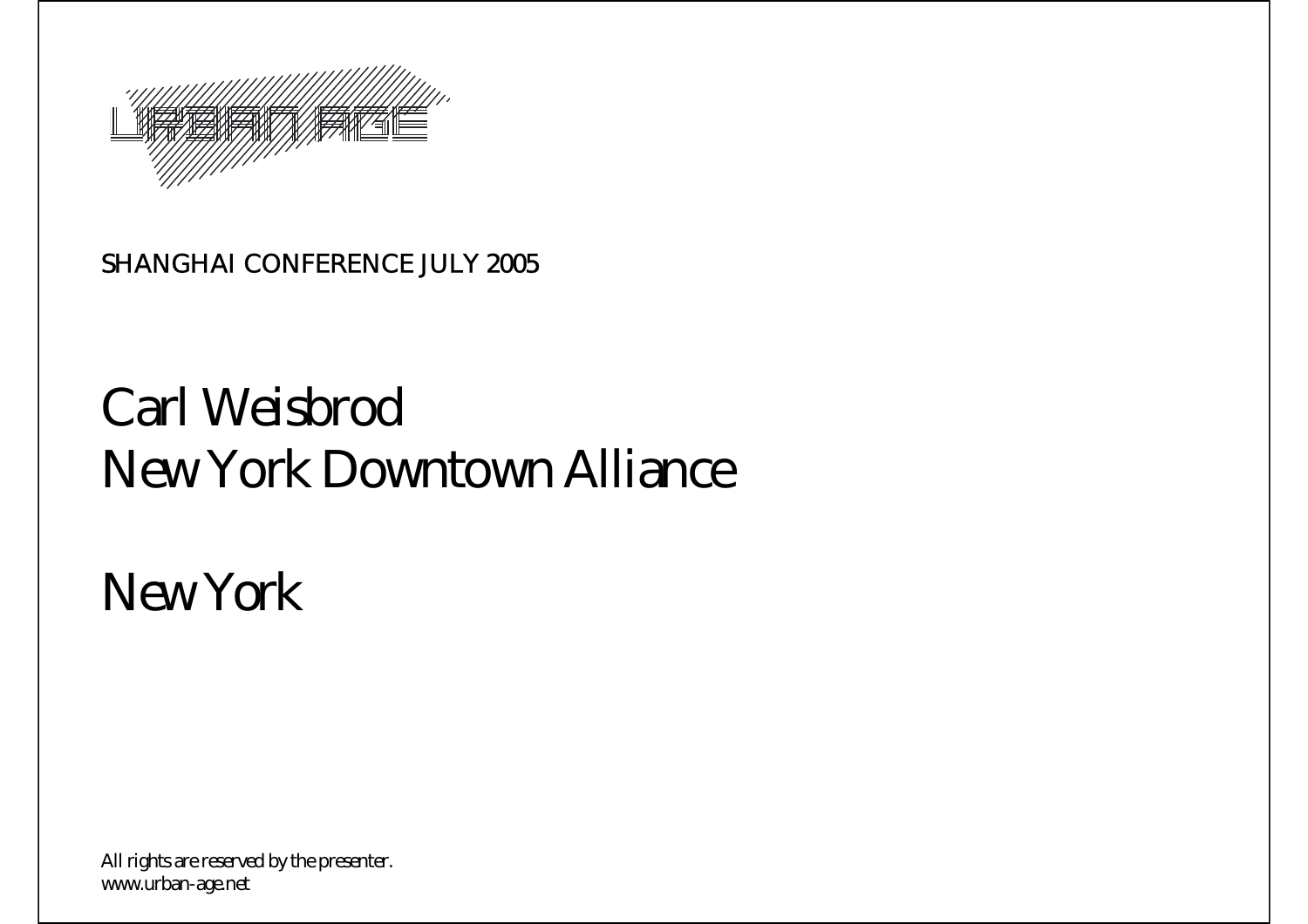URBAN AGE

SHANGHAI CONFERENCE JULY 2005

# Carl Weisbrod
# New York Downtown Alliance

# New York

All rights are reserved by the presenter.
www.urban-age.net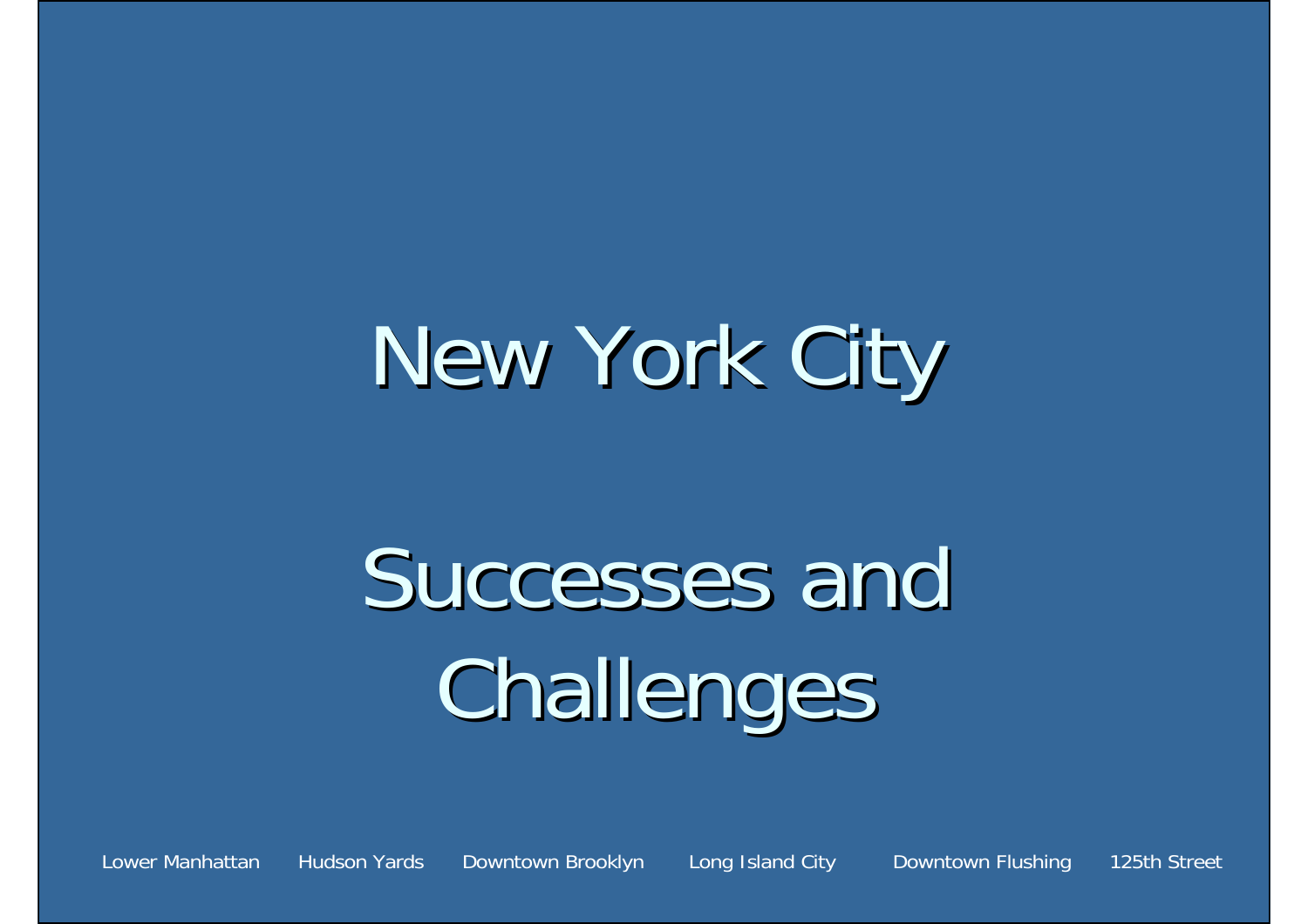# New York City

# Successes and Challenges

Lower Manhattan Hudson Yards Downtown Brooklyn Long Island City Downtown Flushing 125th Street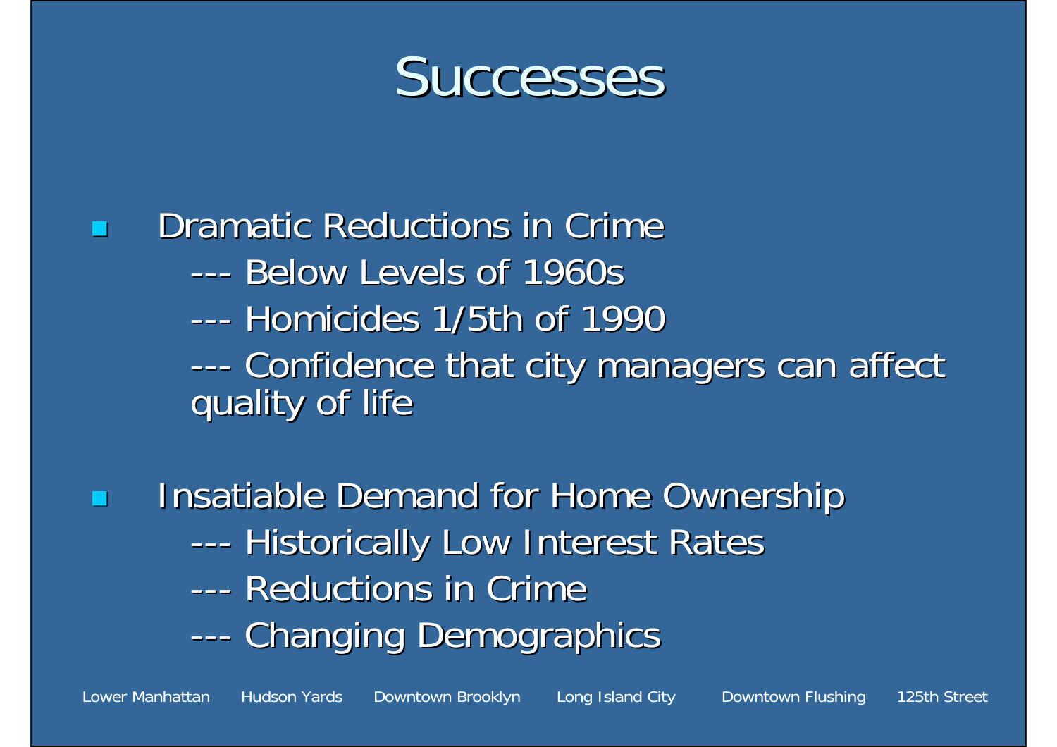# Successes

- Dramatic Reductions in Crime
  - --- Below Levels of 1960s
  - --- Homicides 1/5th of 1990
  - --- Confidence that city managers can affect quality of life

- Insatiable Demand for Home Ownership
  - --- Historically Low Interest Rates
  - --- Reductions in Crime
  - --- Changing Demographics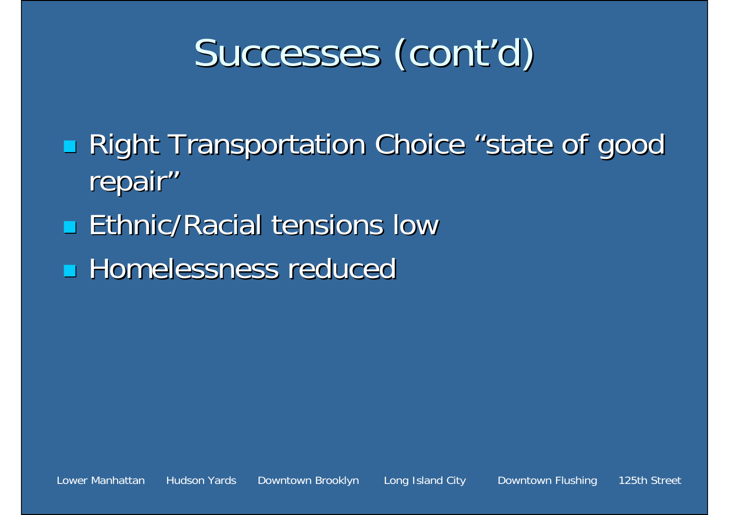# Successes (cont'd)

- Right Transportation Choice "state of good repair"
- Ethnic/Racial tensions low
- Homelessness reduced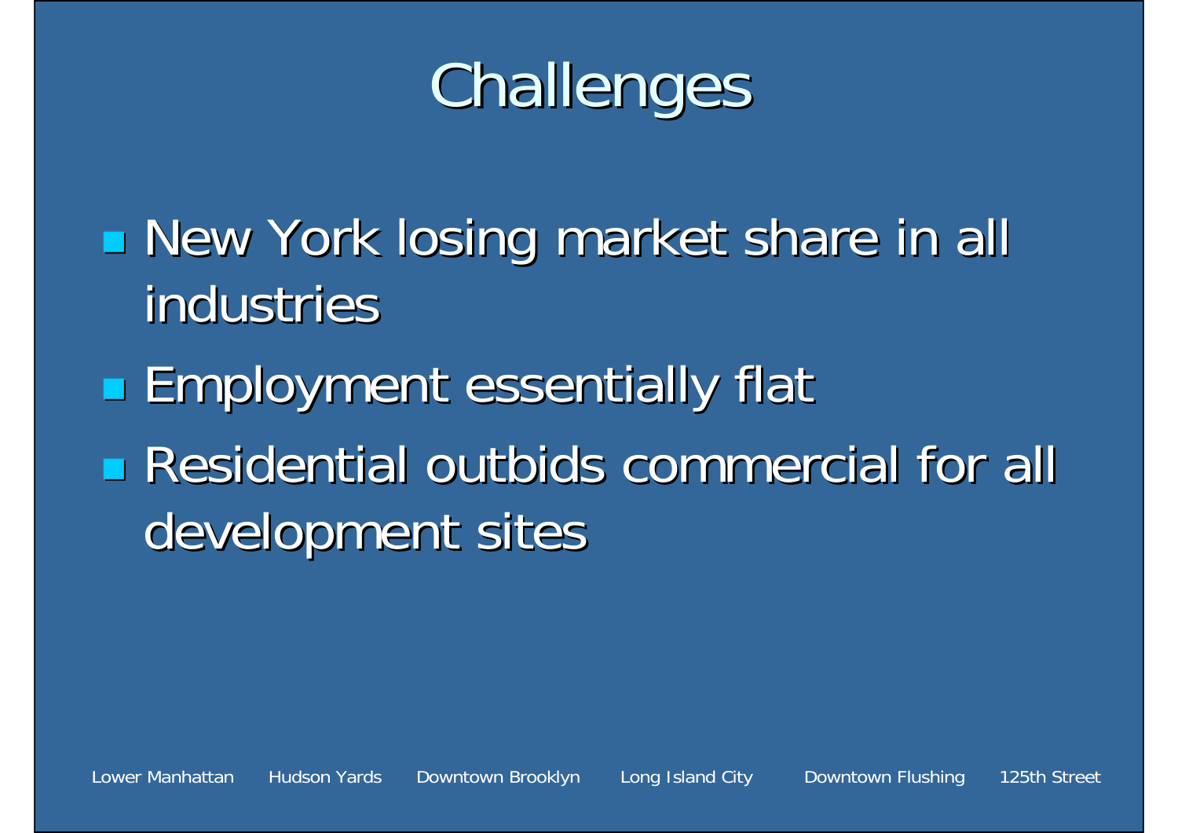# Challenges

- New York losing market share in all industries
- Employment essentially flat
- Residential outbids commercial for all development sites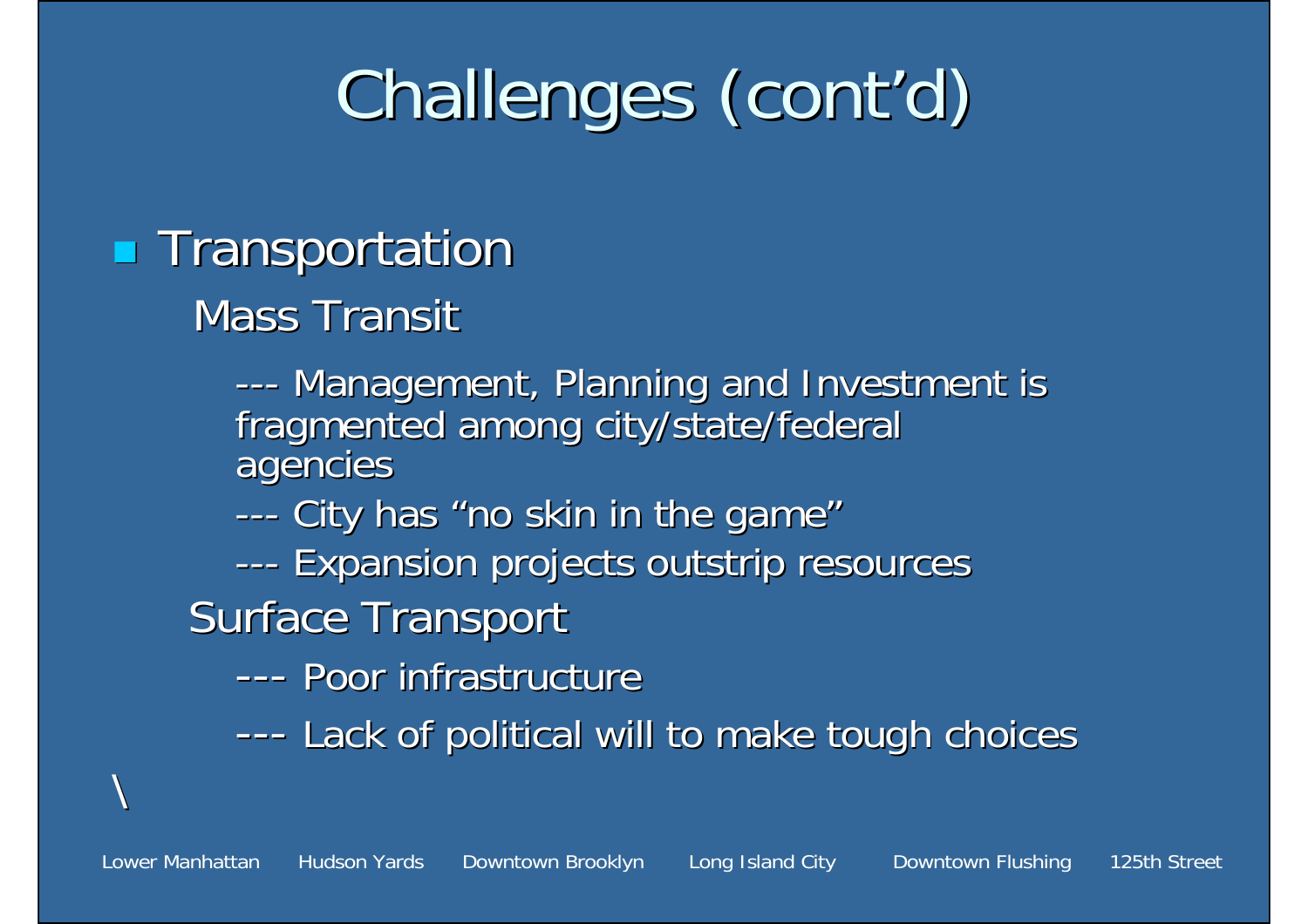# Challenges (cont'd)

- Transportation

  Mass Transit

  --- Management, Planning and Investment is fragmented among city/state/federal agencies

  --- City has "no skin in the game"

  --- Expansion projects outstrip resources

  Surface Transport

  --- Poor infrastructure

  --- Lack of political will to make tough choices

\

Lower Manhattan Hudson Yards Downtown Brooklyn Long Island City Downtown Flushing 125th Street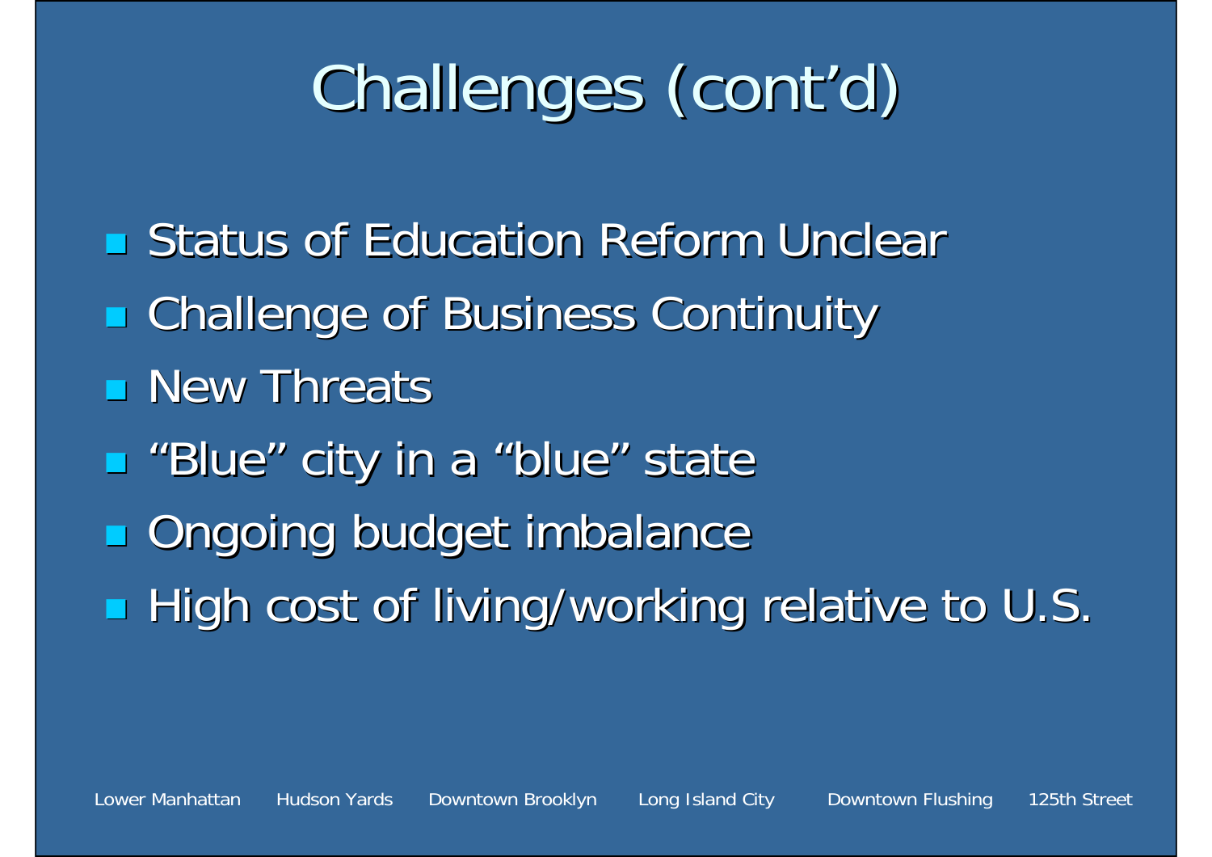# Challenges (cont'd)

- Status of Education Reform Unclear
- Challenge of Business Continuity
- New Threats
- "Blue" city in a "blue" state
- Ongoing budget imbalance
- High cost of living/working relative to U.S.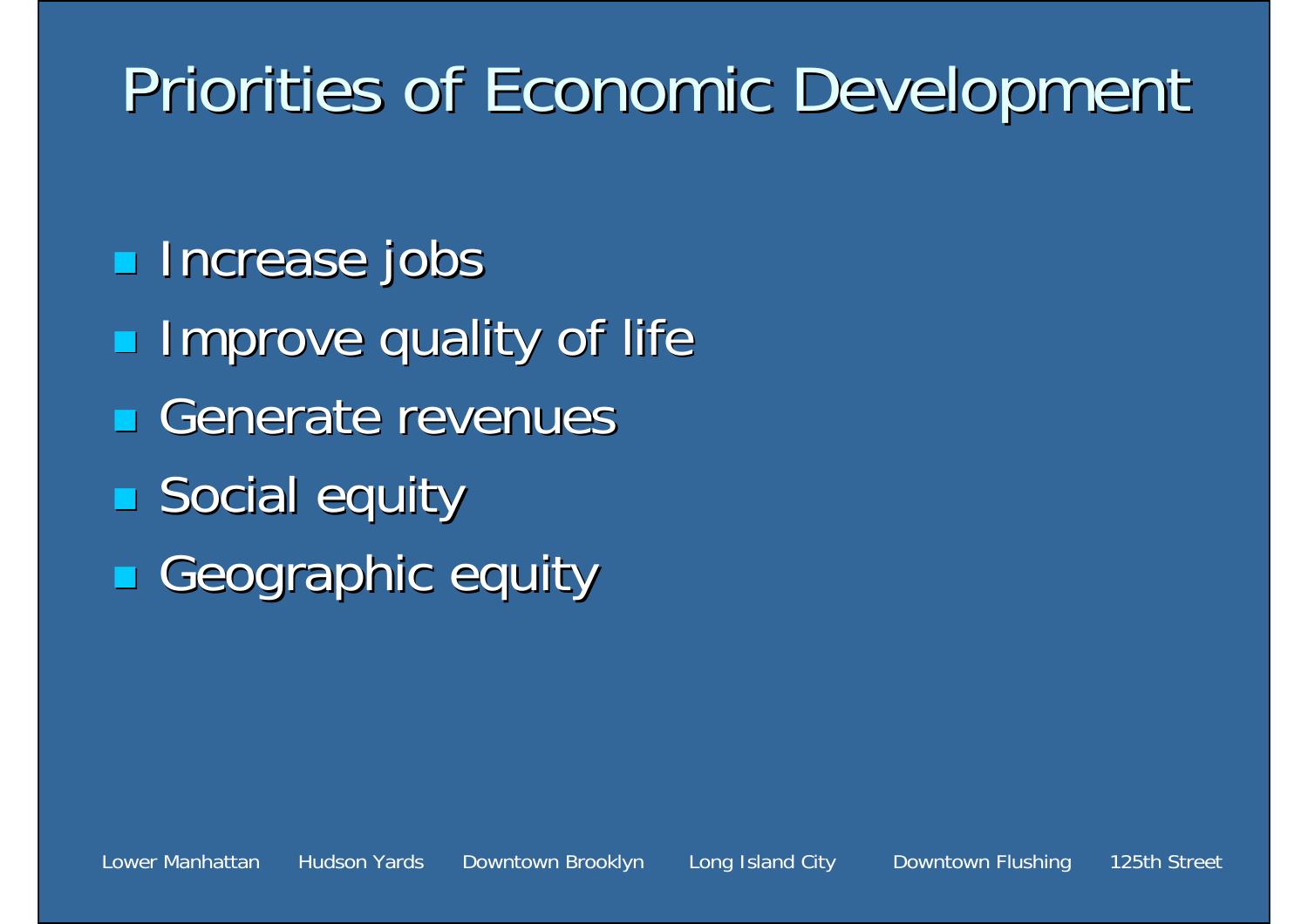# Priorities of Economic Development

- Increase jobs
- Improve quality of life
- Generate revenues
- Social equity
- Geographic equity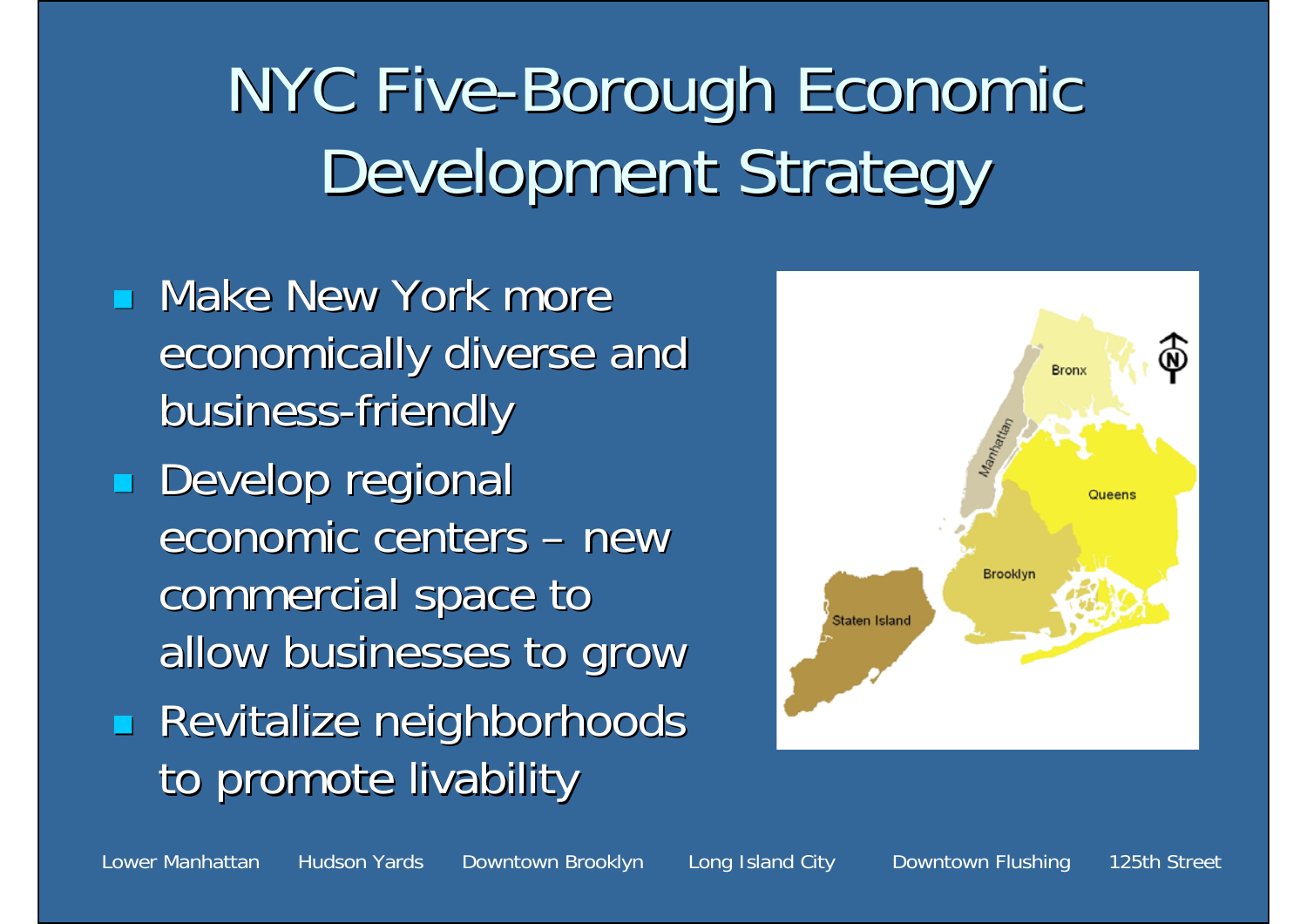# NYC Five-Borough Economic Development Strategy

- Make New York more economically diverse and business-friendly
- Develop regional economic centers – new commercial space to allow businesses to grow
- Revitalize neighborhoods to promote livability

Lower Manhattan Hudson Yards Downtown Brooklyn Long Island City Downtown Flushing 125th Street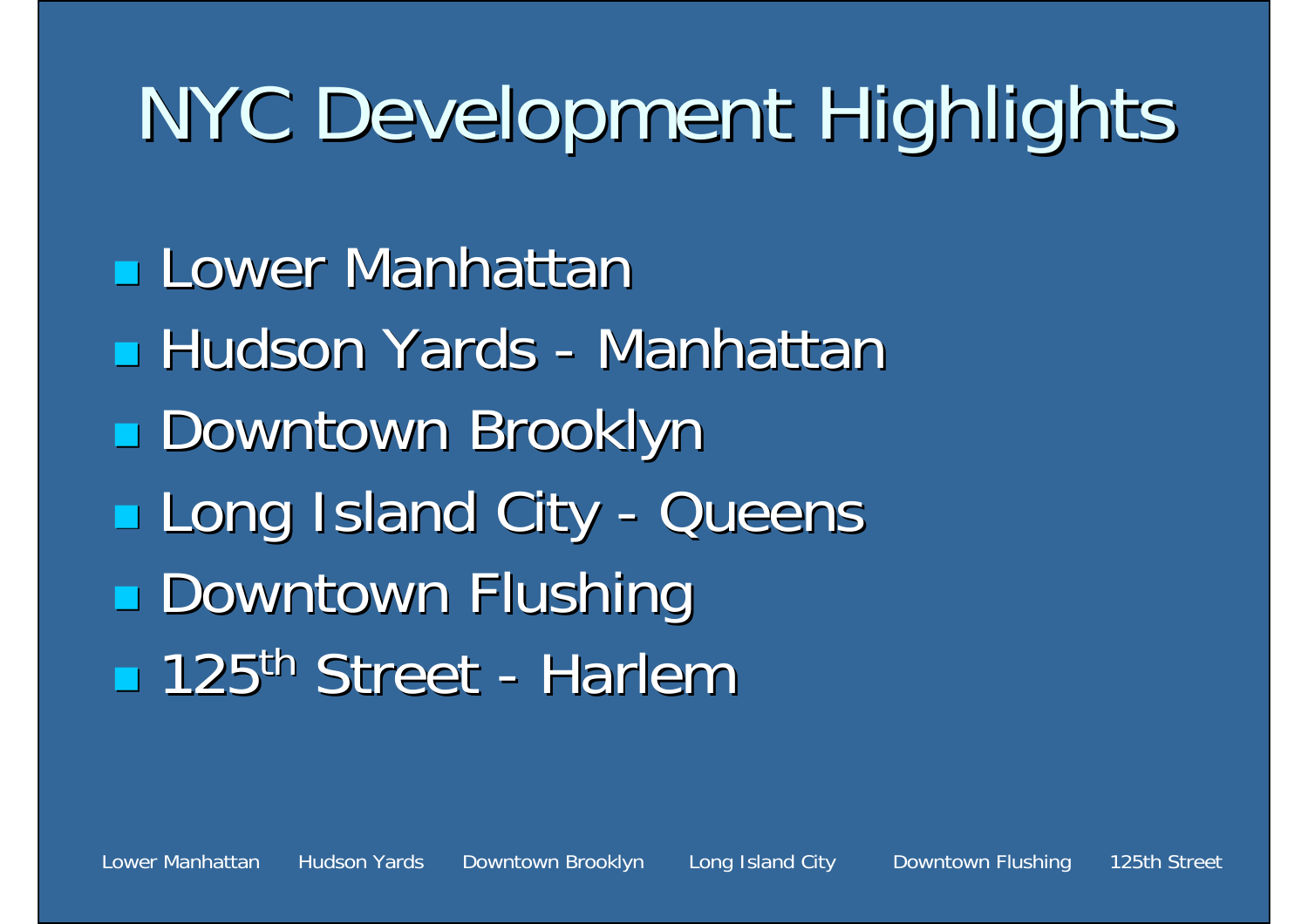# NYC Development Highlights

- Lower Manhattan
- Hudson Yards - Manhattan
- Downtown Brooklyn
- Long Island City - Queens
- Downtown Flushing
- 125th Street - Harlem

Lower Manhattan    Hudson Yards    Downtown Brooklyn    Long Island City    Downtown Flushing    125th Street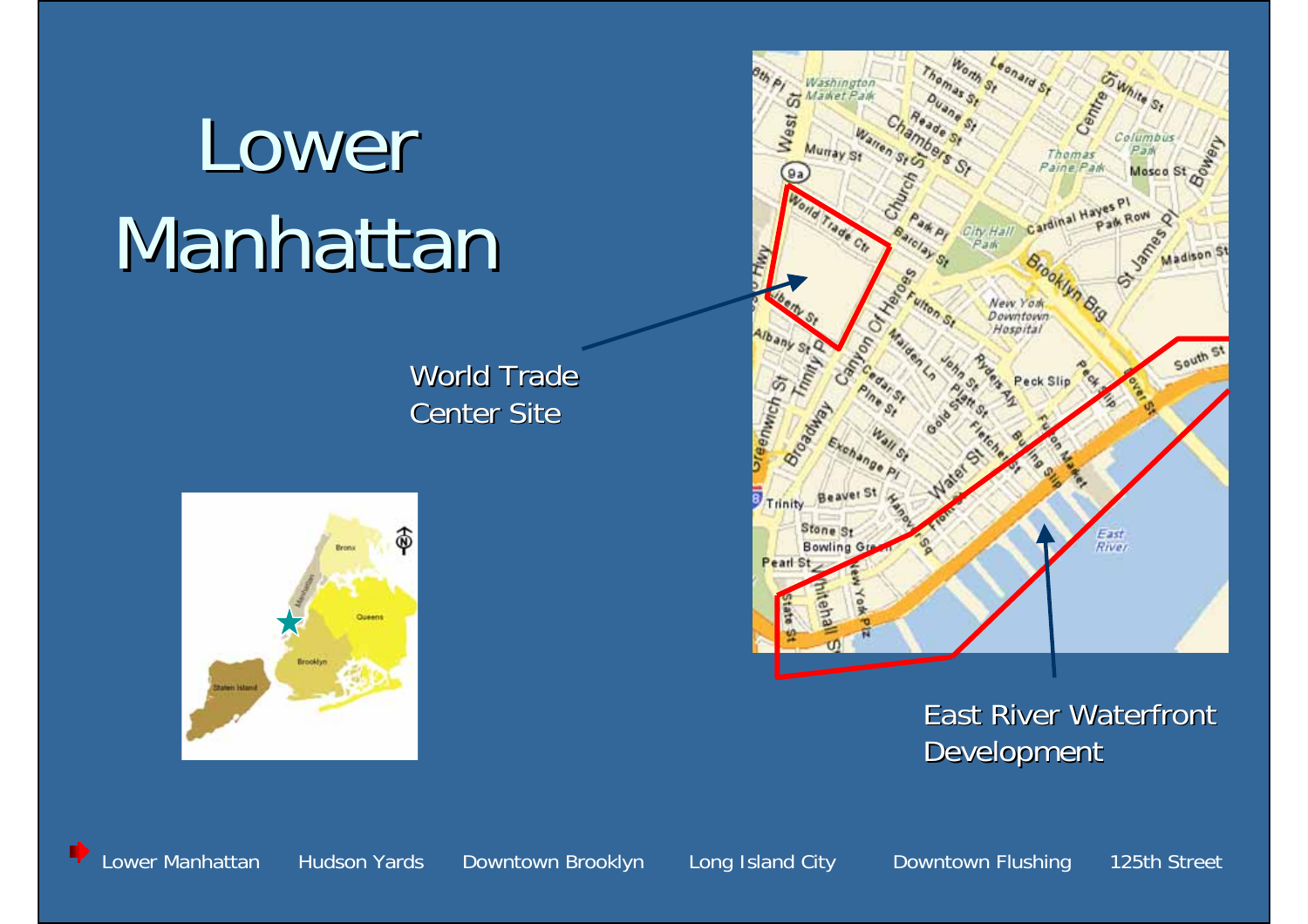# Lower Manhattan

World Trade Center Site

East River Waterfront Development

Lower Manhattan | Hudson Yards | Downtown Brooklyn | Long Island City | Downtown Flushing | 125th Street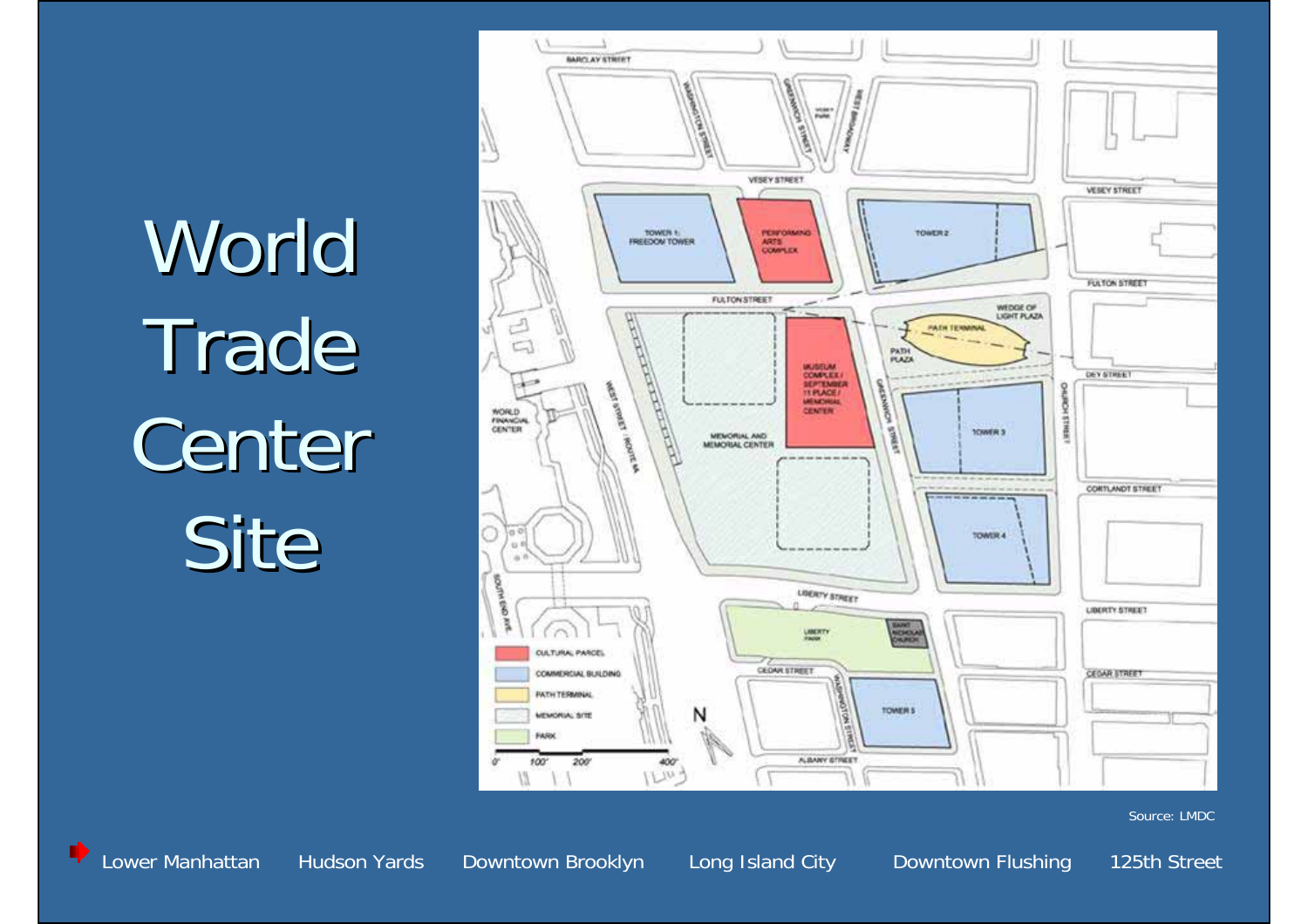# World Trade Center Site

Source: LMDC

Lower Manhattan Hudson Yards Downtown Brooklyn Long Island City Downtown Flushing 125th Street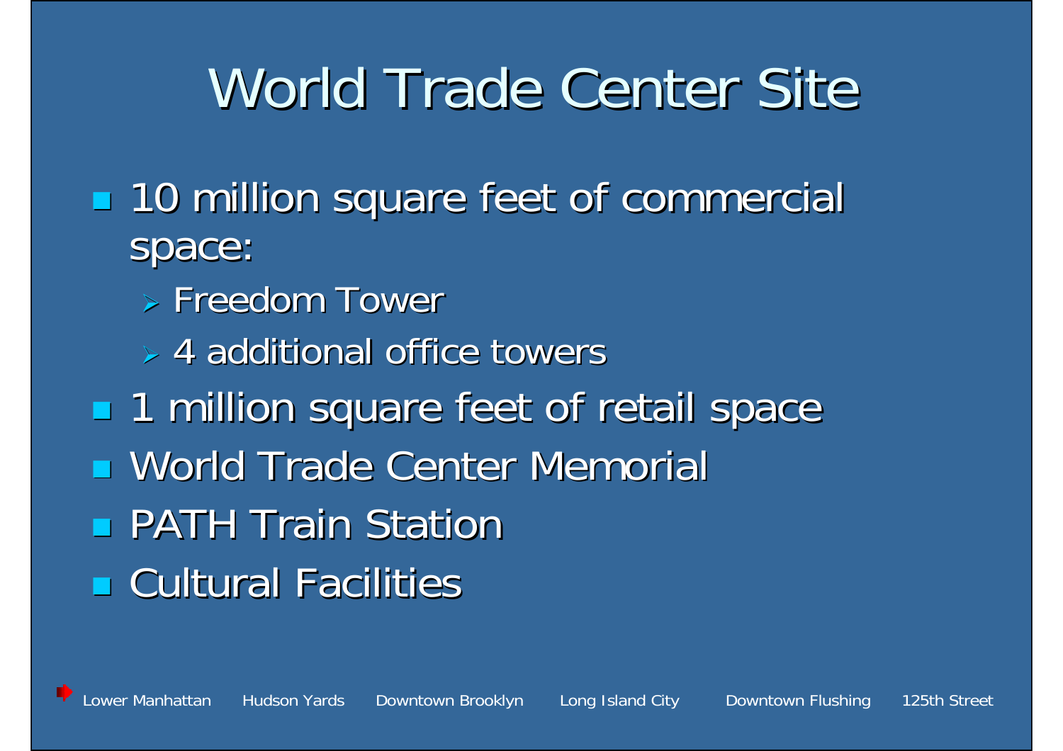# World Trade Center Site

- 10 million square feet of commercial space:
  - Freedom Tower
  - 4 additional office towers
- 1 million square feet of retail space
- World Trade Center Memorial
- PATH Train Station
- Cultural Facilities

Lower Manhattan Hudson Yards Downtown Brooklyn Long Island City Downtown Flushing 125th Street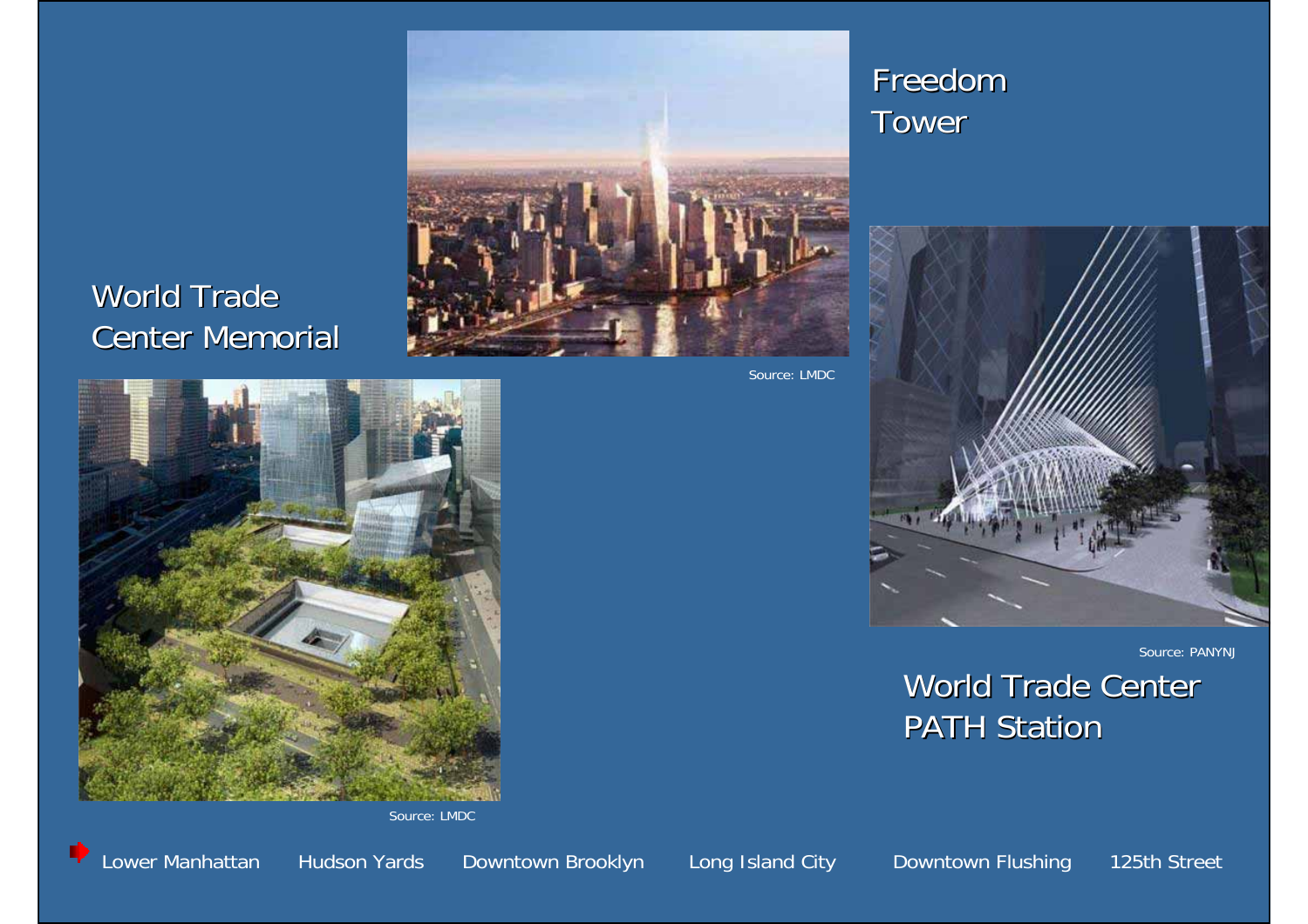Freedom Tower

Source: LMDC

World Trade Center Memorial

Source: LMDC

Source: PANYNJ

World Trade Center PATH Station

Lower Manhattan | Hudson Yards | Downtown Brooklyn | Long Island City | Downtown Flushing | 125th Street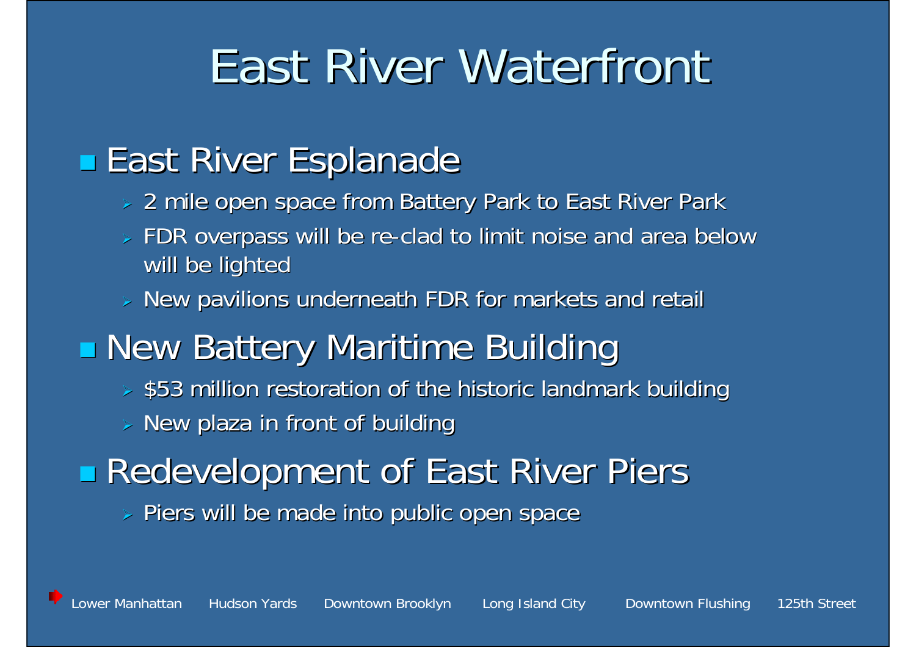# East River Waterfront

- East River Esplanade
  - 2 mile open space from Battery Park to East River Park
  - FDR overpass will be re-clad to limit noise and area below will be lighted
  - New pavilions underneath FDR for markets and retail
- New Battery Maritime Building
  - $53 million restoration of the historic landmark building
  - New plaza in front of building
- Redevelopment of East River Piers
  - Piers will be made into public open space

Lower Manhattan Hudson Yards Downtown Brooklyn Long Island City Downtown Flushing 125th Street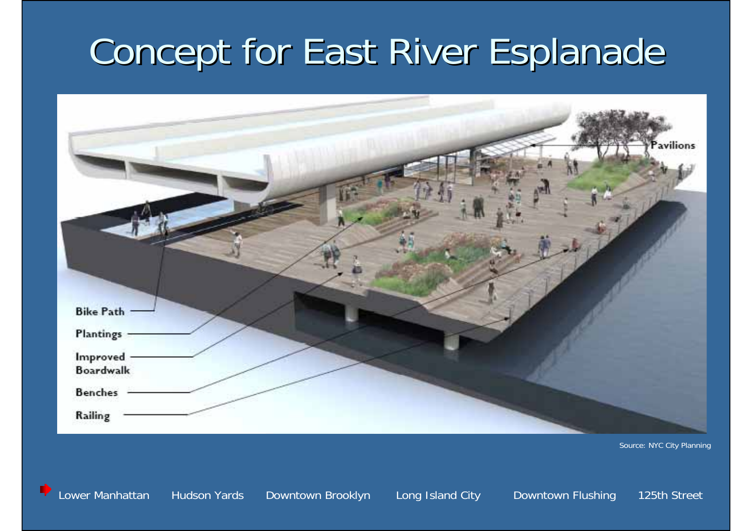# Concept for East River Esplanade

Bike Path

Plantings

Improved Boardwalk

Benches

Railing

Pavilions

Source: NYC City Planning

Lower Manhattan Hudson Yards Downtown Brooklyn Long Island City Downtown Flushing 125th Street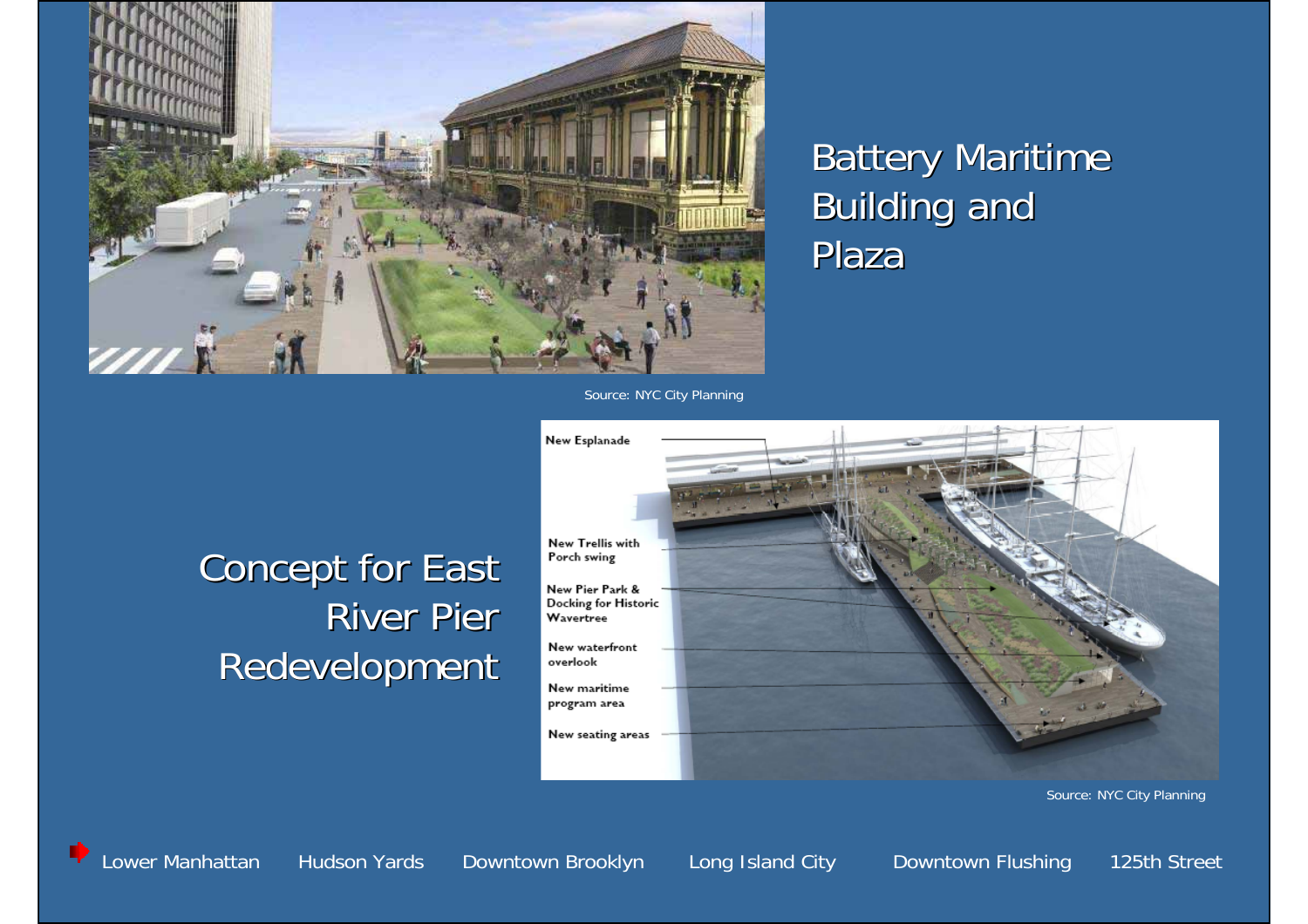## Battery Maritime Building and Plaza

Source: NYC City Planning

## Concept for East River Pier Redevelopment

New Esplanade

New Trellis with Porch swing

New Pier Park & Docking for Historic Wavertree

New waterfront overlook

New maritime program area

New seating areas

Source: NYC City Planning

Lower Manhattan | Hudson Yards | Downtown Brooklyn | Long Island City | Downtown Flushing | 125th Street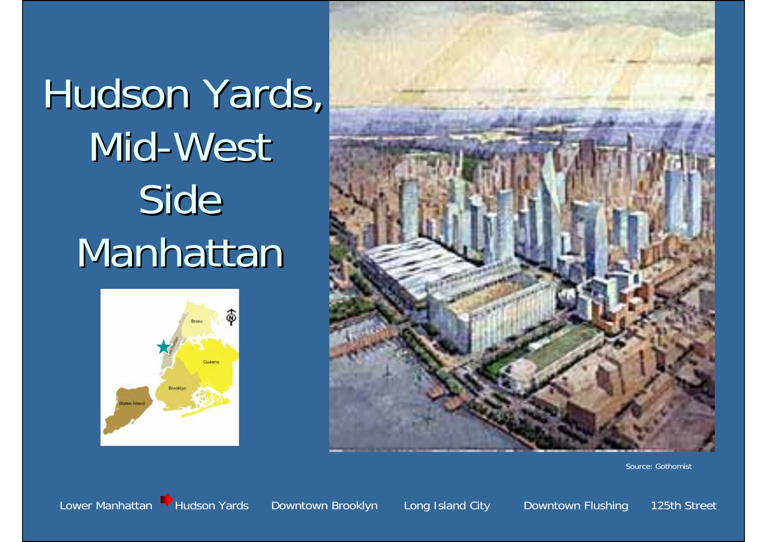# Hudson Yards, Mid-West Side Manhattan

Source: Gothomist

Lower Manhattan Hudson Yards Downtown Brooklyn Long Island City Downtown Flushing 125th Street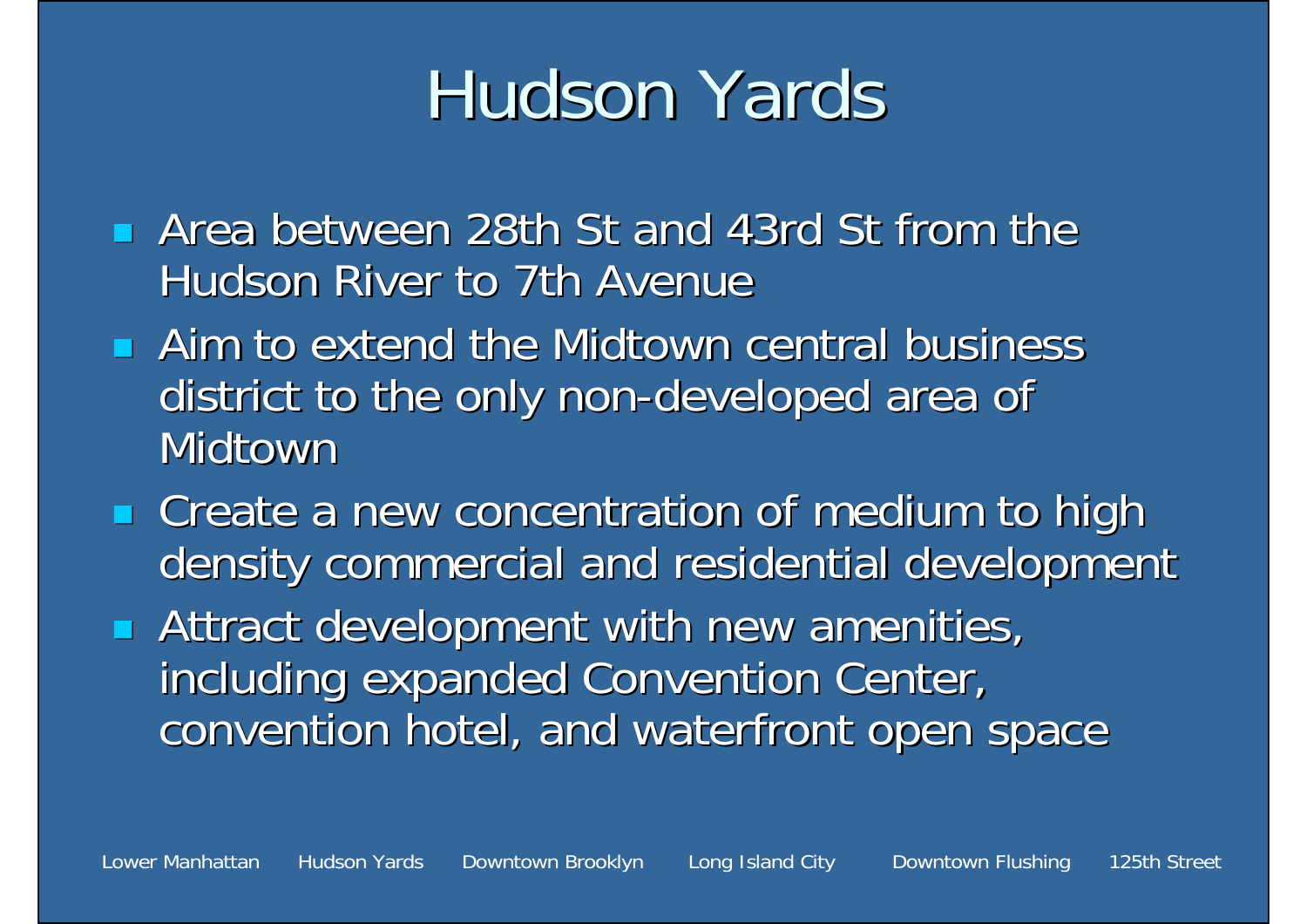# Hudson Yards

- Area between 28th St and 43rd St from the Hudson River to 7th Avenue
- Aim to extend the Midtown central business district to the only non-developed area of Midtown
- Create a new concentration of medium to high density commercial and residential development
- Attract development with new amenities, including expanded Convention Center, convention hotel, and waterfront open space

Lower Manhattan Hudson Yards Downtown Brooklyn Long Island City Downtown Flushing 125th Street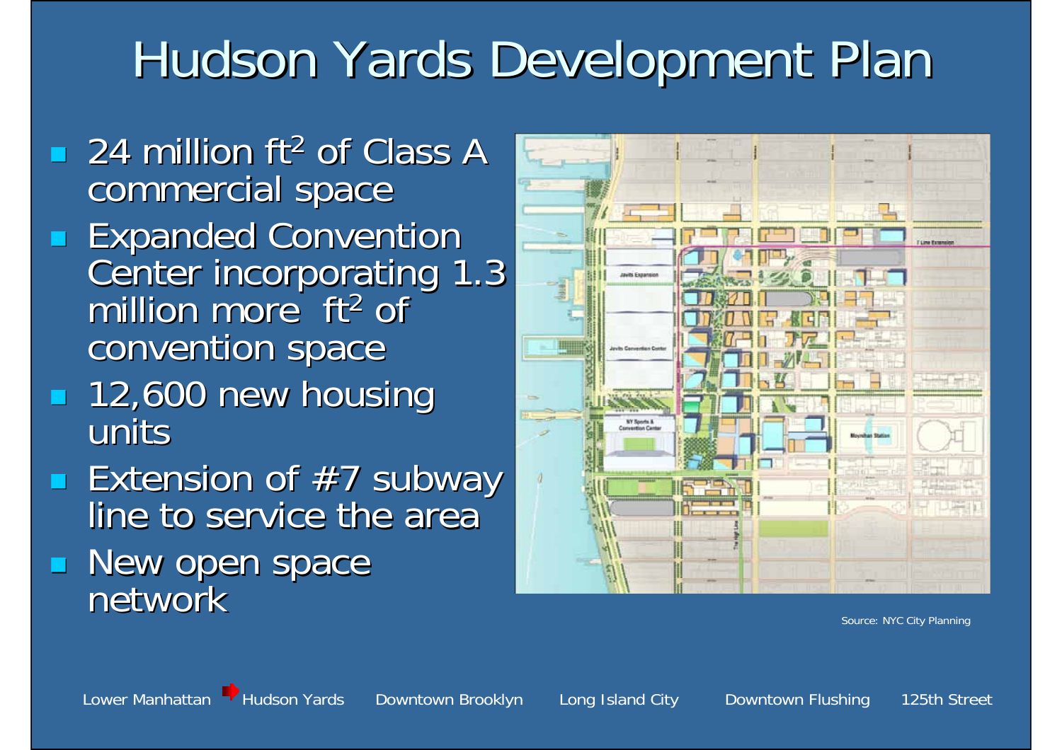# Hudson Yards Development Plan

- 24 million $ft^2$ of Class A commercial space
- Expanded Convention Center incorporating 1.3 million more $ft^2$ of convention space
- 12,600 new housing units
- Extension of #7 subway line to service the area
- New open space network

Source: NYC City Planning

Lower Manhattan | Hudson Yards | Downtown Brooklyn | Long Island City | Downtown Flushing | 125th Street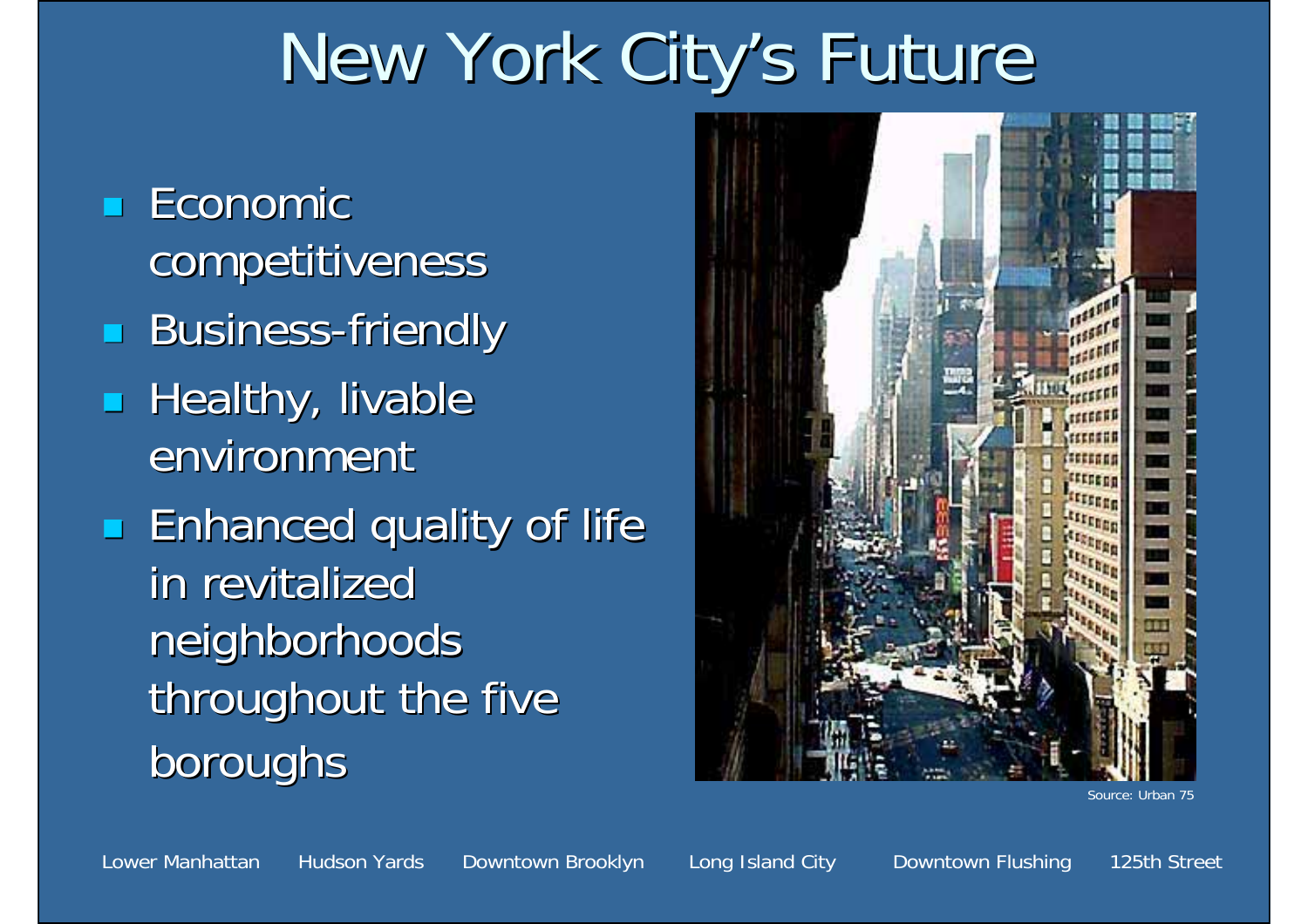# New York City's Future

- Economic competitiveness
- Business-friendly
- Healthy, livable environment
- Enhanced quality of life in revitalized neighborhoods throughout the five boroughs

Source: Urban 75

Lower Manhattan Hudson Yards Downtown Brooklyn Long Island City Downtown Flushing 125th Street